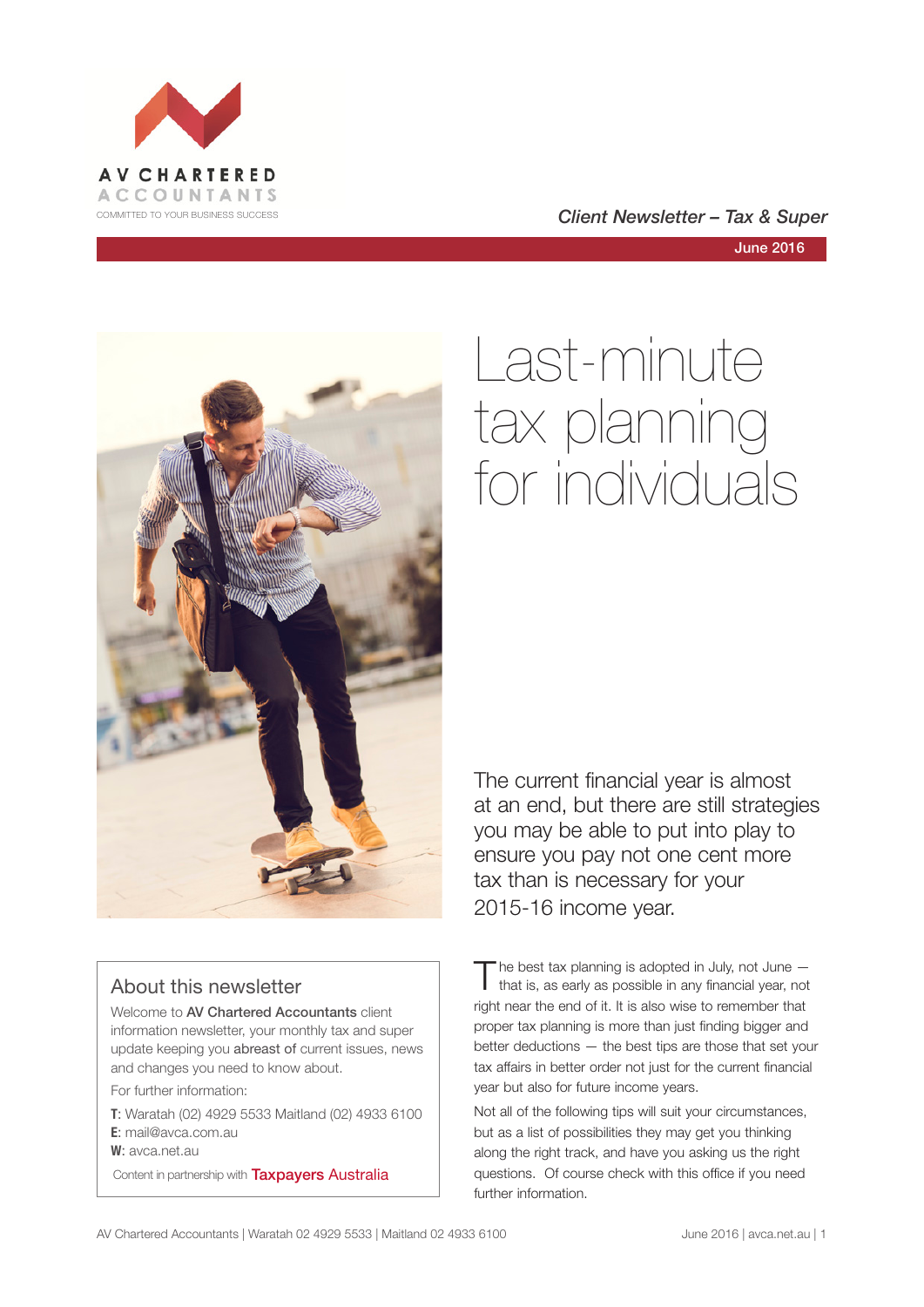AV CHARTERED ACCOUNTANTS

COMMITTED TO YOUR BUSINESS SUCCESS

*Client Newsletter – Tax & Super*

June 2016

# Last-minute tax planning for individuals

The current financial year is almost at an end, but there are still strategies you may be able to put into play to ensure you pay not one cent more tax than is necessary for your 2015-16 income year.

The best tax planning is adopted in July, not June — that is, as early as possible in any financial year, not right near the end of it. It is also wise to remember that proper tax planning is more than just finding bigger and better deductions — the best tips are those that set your tax affairs in better order not just for the current financial year but also for future income years.

Not all of the following tips will suit your circumstances, but as a list of possibilities they may get you thinking along the right track, and have you asking us the right questions. Of course check with this office if you need further information.

## About this newsletter

Welcome to **AV Chartered Accountants** client information newsletter, your monthly tax and super update keeping you **abreast of** current issues, news and changes you need to know about.

For further information:

**T**: Waratah (02) 4929 5533 Maitland (02) 4933 6100
**E**: mail@avca.com.au
**W**: avca.net.au

Content in partnership with Taxpayers Australia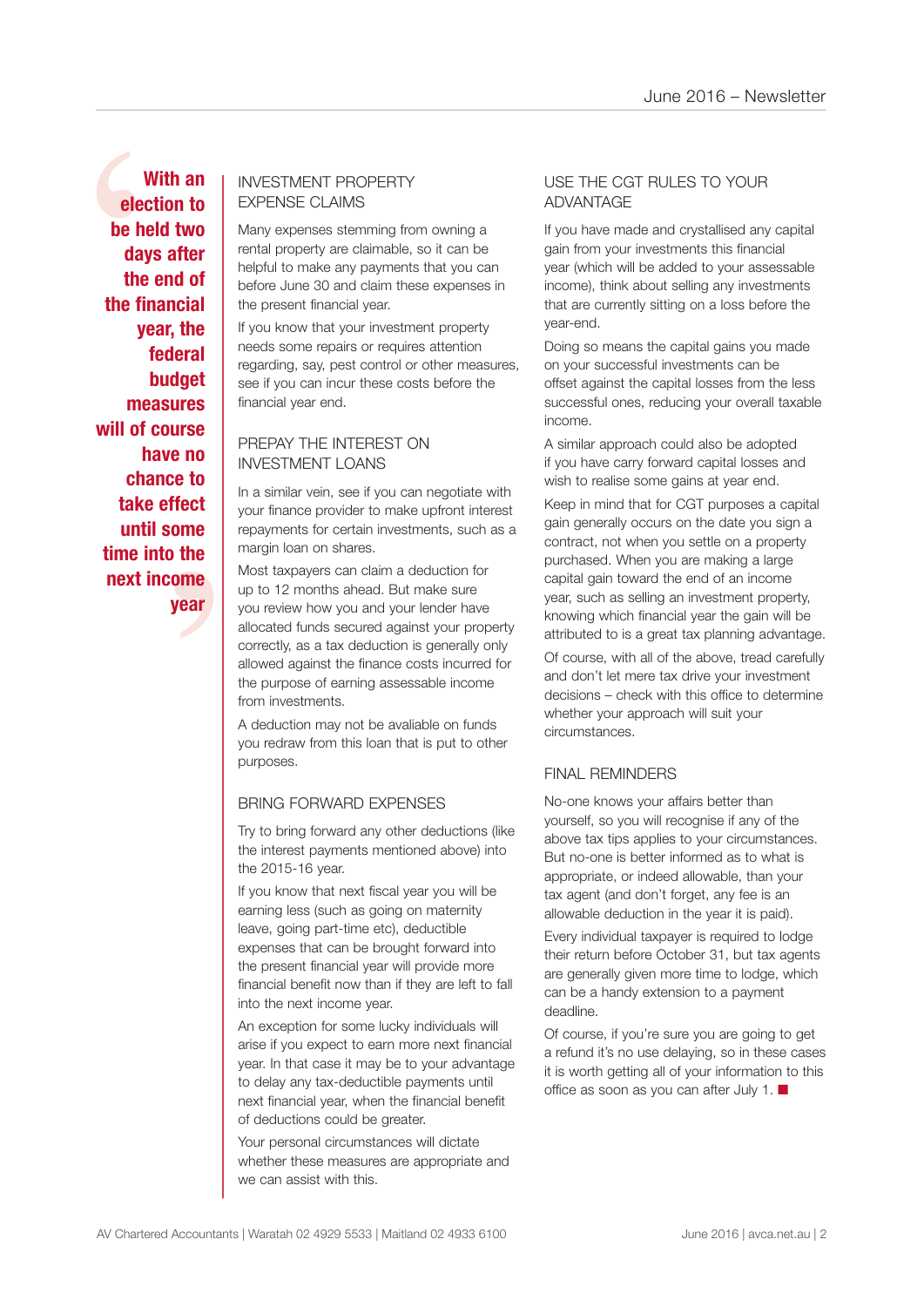> **With an election to be held two days after the end of the financial year, the federal budget measures will of course have no chance to take effect until some time into the next income year**

## INVESTMENT PROPERTY EXPENSE CLAIMS

Many expenses stemming from owning a rental property are claimable, so it can be helpful to make any payments that you can before June 30 and claim these expenses in the present financial year.

If you know that your investment property needs some repairs or requires attention regarding, say, pest control or other measures, see if you can incur these costs before the financial year end.

## PREPAY THE INTEREST ON INVESTMENT LOANS

In a similar vein, see if you can negotiate with your finance provider to make upfront interest repayments for certain investments, such as a margin loan on shares.

Most taxpayers can claim a deduction for up to 12 months ahead. But make sure you review how you and your lender have allocated funds secured against your property correctly, as a tax deduction is generally only allowed against the finance costs incurred for the purpose of earning assessable income from investments.

A deduction may not be avaliable on funds you redraw from this loan that is put to other purposes.

## BRING FORWARD EXPENSES

Try to bring forward any other deductions (like the interest payments mentioned above) into the 2015-16 year.

If you know that next fiscal year you will be earning less (such as going on maternity leave, going part-time etc), deductible expenses that can be brought forward into the present financial year will provide more financial benefit now than if they are left to fall into the next income year.

An exception for some lucky individuals will arise if you expect to earn more next financial year. In that case it may be to your advantage to delay any tax-deductible payments until next financial year, when the financial benefit of deductions could be greater.

Your personal circumstances will dictate whether these measures are appropriate and we can assist with this.

## USE THE CGT RULES TO YOUR ADVANTAGE

If you have made and crystallised any capital gain from your investments this financial year (which will be added to your assessable income), think about selling any investments that are currently sitting on a loss before the year-end.

Doing so means the capital gains you made on your successful investments can be offset against the capital losses from the less successful ones, reducing your overall taxable income.

A similar approach could also be adopted if you have carry forward capital losses and wish to realise some gains at year end.

Keep in mind that for CGT purposes a capital gain generally occurs on the date you sign a contract, not when you settle on a property purchased. When you are making a large capital gain toward the end of an income year, such as selling an investment property, knowing which financial year the gain will be attributed to is a great tax planning advantage.

Of course, with all of the above, tread carefully and don't let mere tax drive your investment decisions – check with this office to determine whether your approach will suit your circumstances.

## FINAL REMINDERS

No-one knows your affairs better than yourself, so you will recognise if any of the above tax tips applies to your circumstances. But no-one is better informed as to what is appropriate, or indeed allowable, than your tax agent (and don't forget, any fee is an allowable deduction in the year it is paid).

Every individual taxpayer is required to lodge their return before October 31, but tax agents are generally given more time to lodge, which can be a handy extension to a payment deadline.

Of course, if you're sure you are going to get a refund it's no use delaying, so in these cases it is worth getting all of your information to this office as soon as you can after July 1. ■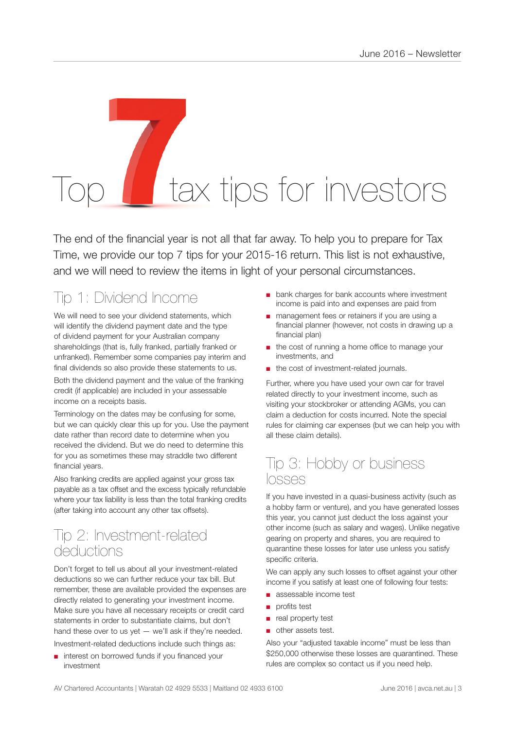# Top 7 tax tips for investors

The end of the financial year is not all that far away. To help you to prepare for Tax Time, we provide our top 7 tips for your 2015-16 return. This list is not exhaustive, and we will need to review the items in light of your personal circumstances.

## Tip 1: Dividend Income

We will need to see your dividend statements, which will identify the dividend payment date and the type of dividend payment for your Australian company shareholdings (that is, fully franked, partially franked or unfranked). Remember some companies pay interim and final dividends so also provide these statements to us.

Both the dividend payment and the value of the franking credit (if applicable) are included in your assessable income on a receipts basis.

Terminology on the dates may be confusing for some, but we can quickly clear this up for you. Use the payment date rather than record date to determine when you received the dividend. But we do need to determine this for you as sometimes these may straddle two different financial years.

Also franking credits are applied against your gross tax payable as a tax offset and the excess typically refundable where your tax liability is less than the total franking credits (after taking into account any other tax offsets).

## Tip 2: Investment-related deductions

Don't forget to tell us about all your investment-related deductions so we can further reduce your tax bill. But remember, these are available provided the expenses are directly related to generating your investment income. Make sure you have all necessary receipts or credit card statements in order to substantiate claims, but don't hand these over to us yet — we'll ask if they're needed.

Investment-related deductions include such things as:

- interest on borrowed funds if you financed your investment
- bank charges for bank accounts where investment income is paid into and expenses are paid from
- management fees or retainers if you are using a financial planner (however, not costs in drawing up a financial plan)
- the cost of running a home office to manage your investments, and
- the cost of investment-related journals.

Further, where you have used your own car for travel related directly to your investment income, such as visiting your stockbroker or attending AGMs, you can claim a deduction for costs incurred. Note the special rules for claiming car expenses (but we can help you with all these claim details).

## Tip 3: Hobby or business losses

If you have invested in a quasi-business activity (such as a hobby farm or venture), and you have generated losses this year, you cannot just deduct the loss against your other income (such as salary and wages). Unlike negative gearing on property and shares, you are required to quarantine these losses for later use unless you satisfy specific criteria.

We can apply any such losses to offset against your other income if you satisfy at least one of following four tests:

- assessable income test
- profits test
- real property test
- other assets test.

Also your "adjusted taxable income" must be less than $250,000 otherwise these losses are quarantined. These rules are complex so contact us if you need help.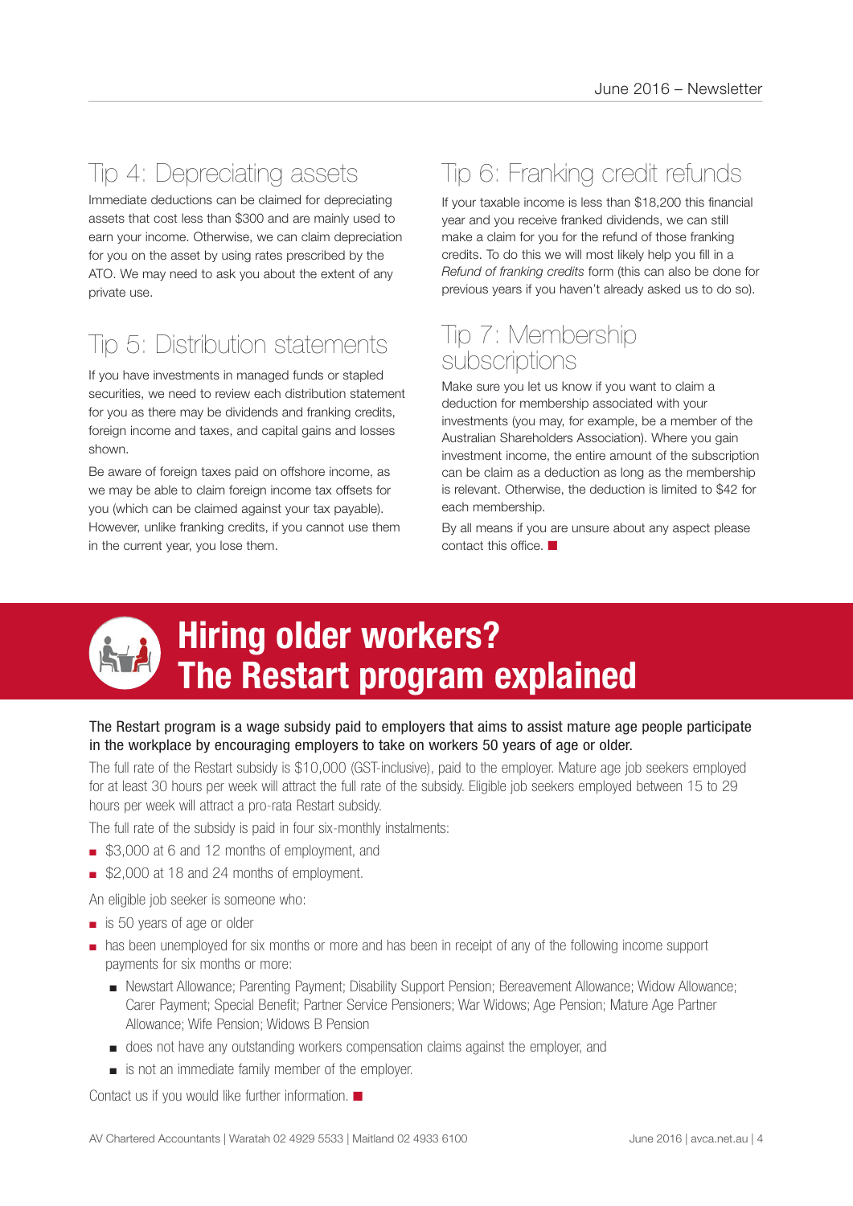## Tip 4: Depreciating assets

Immediate deductions can be claimed for depreciating assets that cost less than $300 and are mainly used to earn your income. Otherwise, we can claim depreciation for you on the asset by using rates prescribed by the ATO. We may need to ask you about the extent of any private use.

## Tip 5: Distribution statements

If you have investments in managed funds or stapled securities, we need to review each distribution statement for you as there may be dividends and franking credits, foreign income and taxes, and capital gains and losses shown.

Be aware of foreign taxes paid on offshore income, as we may be able to claim foreign income tax offsets for you (which can be claimed against your tax payable). However, unlike franking credits, if you cannot use them in the current year, you lose them.

## Tip 6: Franking credit refunds

If your taxable income is less than $18,200 this financial year and you receive franked dividends, we can still make a claim for you for the refund of those franking credits. To do this we will most likely help you fill in a *Refund of franking credits* form (this can also be done for previous years if you haven't already asked us to do so).

## Tip 7: Membership subscriptions

Make sure you let us know if you want to claim a deduction for membership associated with your investments (you may, for example, be a member of the Australian Shareholders Association). Where you gain investment income, the entire amount of the subscription can be claim as a deduction as long as the membership is relevant. Otherwise, the deduction is limited to $42 for each membership.

By all means if you are unsure about any aspect please contact this office. ■

# Hiring older workers? The Restart program explained

The Restart program is a wage subsidy paid to employers that aims to assist mature age people participate in the workplace by encouraging employers to take on workers 50 years of age or older.

The full rate of the Restart subsidy is $10,000 (GST-inclusive), paid to the employer. Mature age job seekers employed for at least 30 hours per week will attract the full rate of the subsidy. Eligible job seekers employed between 15 to 29 hours per week will attract a pro-rata Restart subsidy.

The full rate of the subsidy is paid in four six-monthly instalments:

- $3,000 at 6 and 12 months of employment, and
- $2,000 at 18 and 24 months of employment.

An eligible job seeker is someone who:

- is 50 years of age or older
- has been unemployed for six months or more and has been in receipt of any of the following income support payments for six months or more:
  - Newstart Allowance; Parenting Payment; Disability Support Pension; Bereavement Allowance; Widow Allowance; Carer Payment; Special Benefit; Partner Service Pensioners; War Widows; Age Pension; Mature Age Partner Allowance; Wife Pension; Widows B Pension
  - does not have any outstanding workers compensation claims against the employer, and
  - is not an immediate family member of the employer.

Contact us if you would like further information. ■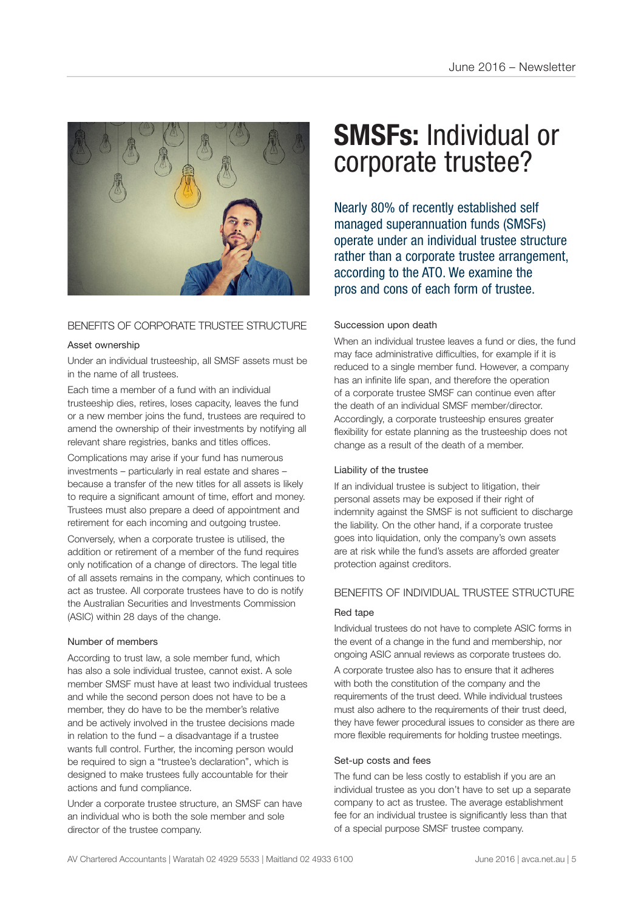# **SMSFs:** Individual or corporate trustee?

Nearly 80% of recently established self managed superannuation funds (SMSFs) operate under an individual trustee structure rather than a corporate trustee arrangement, according to the ATO. We examine the pros and cons of each form of trustee.

## BENEFITS OF CORPORATE TRUSTEE STRUCTURE

### Asset ownership

Under an individual trusteeship, all SMSF assets must be in the name of all trustees.

Each time a member of a fund with an individual trusteeship dies, retires, loses capacity, leaves the fund or a new member joins the fund, trustees are required to amend the ownership of their investments by notifying all relevant share registries, banks and titles offices.

Complications may arise if your fund has numerous investments – particularly in real estate and shares – because a transfer of the new titles for all assets is likely to require a significant amount of time, effort and money. Trustees must also prepare a deed of appointment and retirement for each incoming and outgoing trustee.

Conversely, when a corporate trustee is utilised, the addition or retirement of a member of the fund requires only notification of a change of directors. The legal title of all assets remains in the company, which continues to act as trustee. All corporate trustees have to do is notify the Australian Securities and Investments Commission (ASIC) within 28 days of the change.

### Number of members

According to trust law, a sole member fund, which has also a sole individual trustee, cannot exist. A sole member SMSF must have at least two individual trustees and while the second person does not have to be a member, they do have to be the member's relative and be actively involved in the trustee decisions made in relation to the fund – a disadvantage if a trustee wants full control. Further, the incoming person would be required to sign a "trustee's declaration", which is designed to make trustees fully accountable for their actions and fund compliance.

Under a corporate trustee structure, an SMSF can have an individual who is both the sole member and sole director of the trustee company.

### Succession upon death

When an individual trustee leaves a fund or dies, the fund may face administrative difficulties, for example if it is reduced to a single member fund. However, a company has an infinite life span, and therefore the operation of a corporate trustee SMSF can continue even after the death of an individual SMSF member/director. Accordingly, a corporate trusteeship ensures greater flexibility for estate planning as the trusteeship does not change as a result of the death of a member.

### Liability of the trustee

If an individual trustee is subject to litigation, their personal assets may be exposed if their right of indemnity against the SMSF is not sufficient to discharge the liability. On the other hand, if a corporate trustee goes into liquidation, only the company's own assets are at risk while the fund's assets are afforded greater protection against creditors.

## BENEFITS OF INDIVIDUAL TRUSTEE STRUCTURE

### Red tape

Individual trustees do not have to complete ASIC forms in the event of a change in the fund and membership, nor ongoing ASIC annual reviews as corporate trustees do.

A corporate trustee also has to ensure that it adheres with both the constitution of the company and the requirements of the trust deed. While individual trustees must also adhere to the requirements of their trust deed, they have fewer procedural issues to consider as there are more flexible requirements for holding trustee meetings.

### Set-up costs and fees

The fund can be less costly to establish if you are an individual trustee as you don't have to set up a separate company to act as trustee. The average establishment fee for an individual trustee is significantly less than that of a special purpose SMSF trustee company.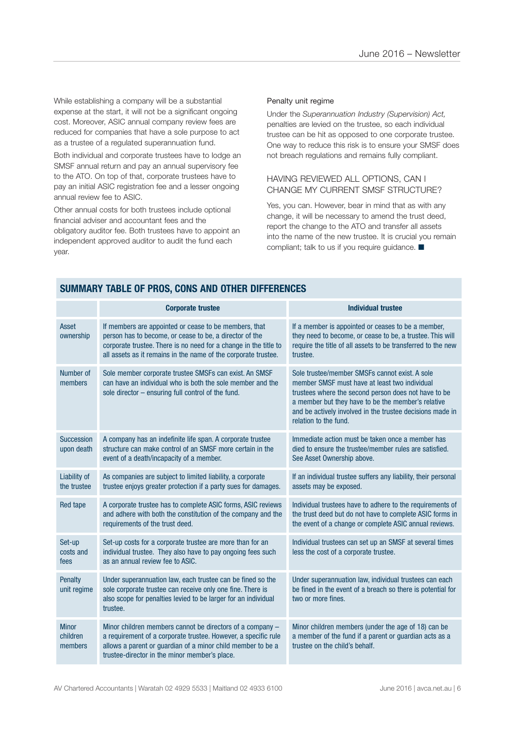While establishing a company will be a substantial expense at the start, it will not be a significant ongoing cost. Moreover, ASIC annual company review fees are reduced for companies that have a sole purpose to act as a trustee of a regulated superannuation fund.

Both individual and corporate trustees have to lodge an SMSF annual return and pay an annual supervisory fee to the ATO. On top of that, corporate trustees have to pay an initial ASIC registration fee and a lesser ongoing annual review fee to ASIC.

Other annual costs for both trustees include optional financial adviser and accountant fees and the obligatory auditor fee. Both trustees have to appoint an independent approved auditor to audit the fund each year.

#### Penalty unit regime

Under the *Superannuation Industry (Supervision) Act,* penalties are levied on the trustee, so each individual trustee can be hit as opposed to one corporate trustee. One way to reduce this risk is to ensure your SMSF does not breach regulations and remains fully compliant.

### HAVING REVIEWED ALL OPTIONS, CAN I CHANGE MY CURRENT SMSF STRUCTURE?

Yes, you can. However, bear in mind that as with any change, it will be necessary to amend the trust deed, report the change to the ATO and transfer all assets into the name of the new trustee. It is crucial you remain compliant; talk to us if you require guidance. ■

## SUMMARY TABLE OF PROS, CONS AND OTHER DIFFERENCES

| | Corporate trustee | Individual trustee |
|---|---|---|
| Asset ownership | If members are appointed or cease to be members, that person has to become, or cease to be, a director of the corporate trustee. There is no need for a change in the title to all assets as it remains in the name of the corporate trustee. | If a member is appointed or ceases to be a member, they need to become, or cease to be, a trustee. This will require the title of all assets to be transferred to the new trustee. |
| Number of members | Sole member corporate trustee SMSFs can exist. An SMSF can have an individual who is both the sole member and the sole director – ensuring full control of the fund. | Sole trustee/member SMSFs cannot exist. A sole member SMSF must have at least two individual trustees where the second person does not have to be a member but they have to be the member's relative and be actively involved in the trustee decisions made in relation to the fund. |
| Succession upon death | A company has an indefinite life span. A corporate trustee structure can make control of an SMSF more certain in the event of a death/incapacity of a member. | Immediate action must be taken once a member has died to ensure the trustee/member rules are satisfied. See Asset Ownership above. |
| Liability of the trustee | As companies are subject to limited liability, a corporate trustee enjoys greater protection if a party sues for damages. | If an individual trustee suffers any liability, their personal assets may be exposed. |
| Red tape | A corporate trustee has to complete ASIC forms, ASIC reviews and adhere with both the constitution of the company and the requirements of the trust deed. | Individual trustees have to adhere to the requirements of the trust deed but do not have to complete ASIC forms in the event of a change or complete ASIC annual reviews. |
| Set-up costs and fees | Set-up costs for a corporate trustee are more than for an individual trustee. They also have to pay ongoing fees such as an annual review fee to ASIC. | Individual trustees can set up an SMSF at several times less the cost of a corporate trustee. |
| Penalty unit regime | Under superannuation law, each trustee can be fined so the sole corporate trustee can receive only one fine. There is also scope for penalties levied to be larger for an individual trustee. | Under superannuation law, individual trustees can each be fined in the event of a breach so there is potential for two or more fines. |
| Minor children members | Minor children members cannot be directors of a company – a requirement of a corporate trustee. However, a specific rule allows a parent or guardian of a minor child member to be a trustee-director in the minor member's place. | Minor children members (under the age of 18) can be a member of the fund if a parent or guardian acts as a trustee on the child's behalf. |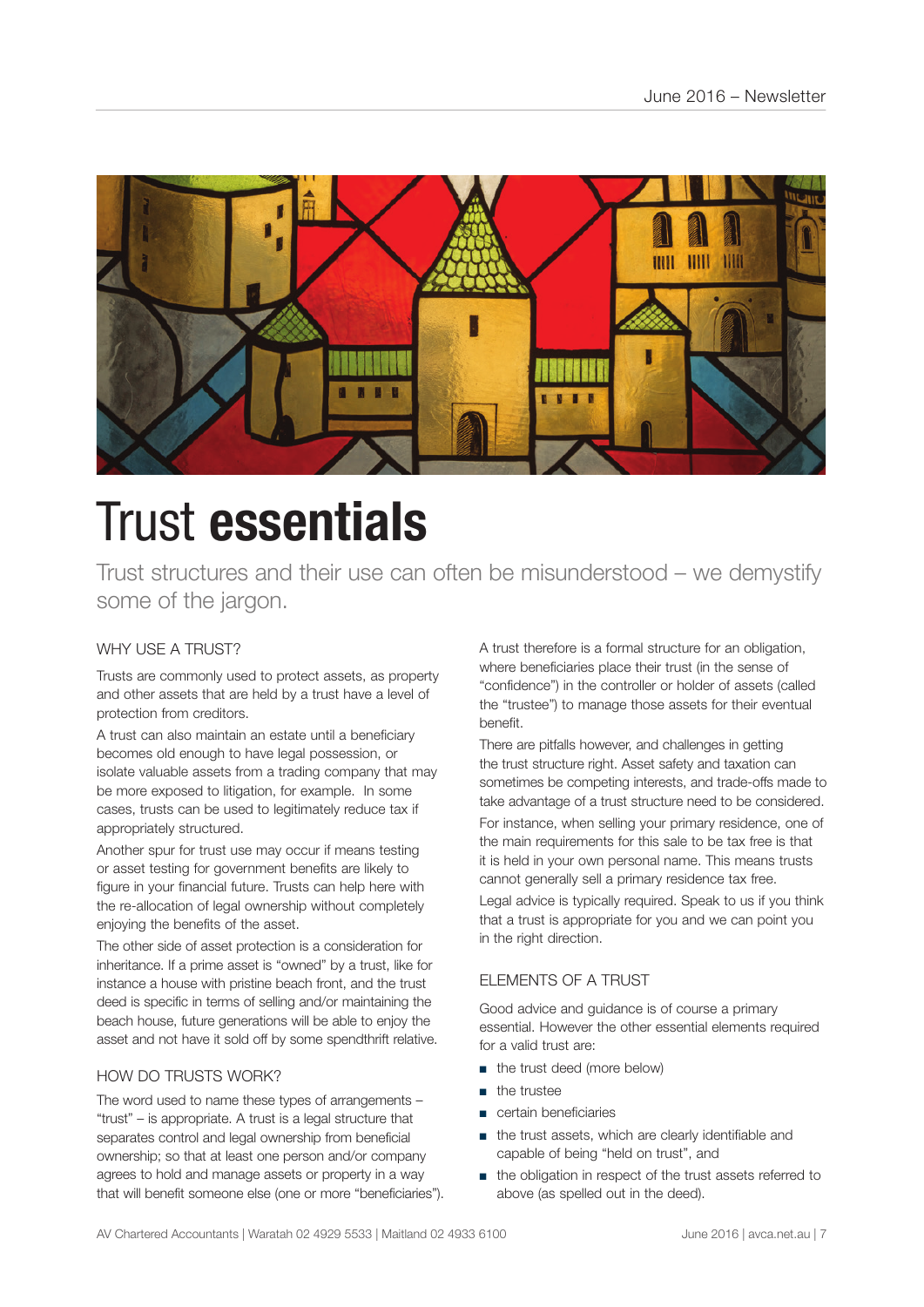# Trust **essentials**

Trust structures and their use can often be misunderstood – we demystify some of the jargon.

## WHY USE A TRUST?

Trusts are commonly used to protect assets, as property and other assets that are held by a trust have a level of protection from creditors.

A trust can also maintain an estate until a beneficiary becomes old enough to have legal possession, or isolate valuable assets from a trading company that may be more exposed to litigation, for example. In some cases, trusts can be used to legitimately reduce tax if appropriately structured.

Another spur for trust use may occur if means testing or asset testing for government benefits are likely to figure in your financial future. Trusts can help here with the re-allocation of legal ownership without completely enjoying the benefits of the asset.

The other side of asset protection is a consideration for inheritance. If a prime asset is "owned" by a trust, like for instance a house with pristine beach front, and the trust deed is specific in terms of selling and/or maintaining the beach house, future generations will be able to enjoy the asset and not have it sold off by some spendthrift relative.

## HOW DO TRUSTS WORK?

The word used to name these types of arrangements – "trust" – is appropriate. A trust is a legal structure that separates control and legal ownership from beneficial ownership; so that at least one person and/or company agrees to hold and manage assets or property in a way that will benefit someone else (one or more "beneficiaries").

A trust therefore is a formal structure for an obligation, where beneficiaries place their trust (in the sense of "confidence") in the controller or holder of assets (called the "trustee") to manage those assets for their eventual benefit.

There are pitfalls however, and challenges in getting the trust structure right. Asset safety and taxation can sometimes be competing interests, and trade-offs made to take advantage of a trust structure need to be considered.

For instance, when selling your primary residence, one of the main requirements for this sale to be tax free is that it is held in your own personal name. This means trusts cannot generally sell a primary residence tax free.

Legal advice is typically required. Speak to us if you think that a trust is appropriate for you and we can point you in the right direction.

## ELEMENTS OF A TRUST

Good advice and guidance is of course a primary essential. However the other essential elements required for a valid trust are:

- the trust deed (more below)
- the trustee
- certain beneficiaries
- the trust assets, which are clearly identifiable and capable of being "held on trust", and
- the obligation in respect of the trust assets referred to above (as spelled out in the deed).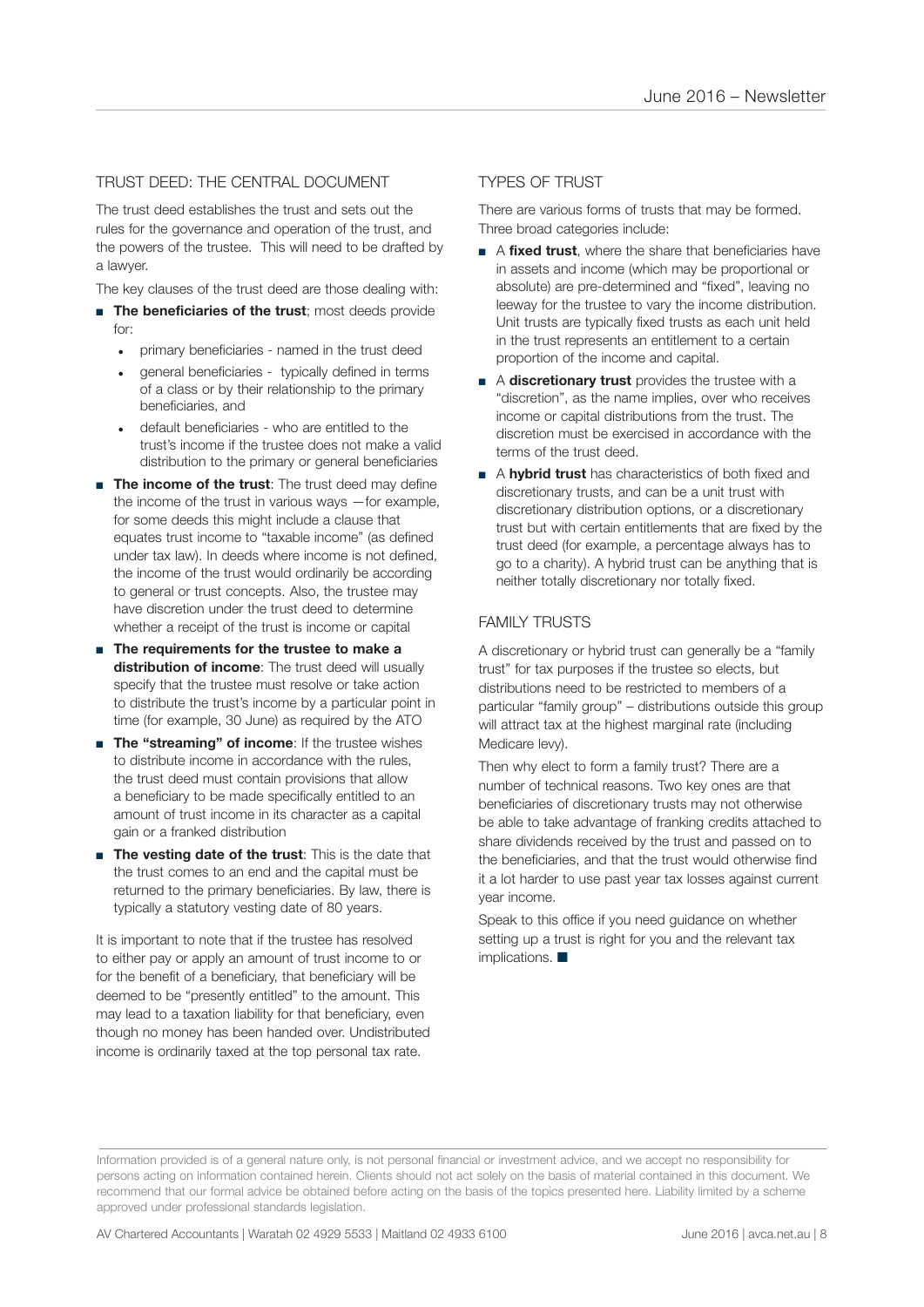## TRUST DEED: THE CENTRAL DOCUMENT

The trust deed establishes the trust and sets out the rules for the governance and operation of the trust, and the powers of the trustee. This will need to be drafted by a lawyer.

The key clauses of the trust deed are those dealing with:

- **The beneficiaries of the trust**; most deeds provide for:
  - primary beneficiaries - named in the trust deed
  - general beneficiaries - typically defined in terms of a class or by their relationship to the primary beneficiaries, and
  - default beneficiaries - who are entitled to the trust's income if the trustee does not make a valid distribution to the primary or general beneficiaries
- **The income of the trust**: The trust deed may define the income of the trust in various ways —for example, for some deeds this might include a clause that equates trust income to "taxable income" (as defined under tax law). In deeds where income is not defined, the income of the trust would ordinarily be according to general or trust concepts. Also, the trustee may have discretion under the trust deed to determine whether a receipt of the trust is income or capital
- **The requirements for the trustee to make a distribution of income**: The trust deed will usually specify that the trustee must resolve or take action to distribute the trust's income by a particular point in time (for example, 30 June) as required by the ATO
- **The "streaming" of income**: If the trustee wishes to distribute income in accordance with the rules, the trust deed must contain provisions that allow a beneficiary to be made specifically entitled to an amount of trust income in its character as a capital gain or a franked distribution
- **The vesting date of the trust**: This is the date that the trust comes to an end and the capital must be returned to the primary beneficiaries. By law, there is typically a statutory vesting date of 80 years.

It is important to note that if the trustee has resolved to either pay or apply an amount of trust income to or for the benefit of a beneficiary, that beneficiary will be deemed to be "presently entitled" to the amount. This may lead to a taxation liability for that beneficiary, even though no money has been handed over. Undistributed income is ordinarily taxed at the top personal tax rate.

## TYPES OF TRUST

There are various forms of trusts that may be formed. Three broad categories include:

- A **fixed trust**, where the share that beneficiaries have in assets and income (which may be proportional or absolute) are pre-determined and "fixed", leaving no leeway for the trustee to vary the income distribution. Unit trusts are typically fixed trusts as each unit held in the trust represents an entitlement to a certain proportion of the income and capital.
- A **discretionary trust** provides the trustee with a "discretion", as the name implies, over who receives income or capital distributions from the trust. The discretion must be exercised in accordance with the terms of the trust deed.
- A **hybrid trust** has characteristics of both fixed and discretionary trusts, and can be a unit trust with discretionary distribution options, or a discretionary trust but with certain entitlements that are fixed by the trust deed (for example, a percentage always has to go to a charity). A hybrid trust can be anything that is neither totally discretionary nor totally fixed.

## FAMILY TRUSTS

A discretionary or hybrid trust can generally be a "family trust" for tax purposes if the trustee so elects, but distributions need to be restricted to members of a particular "family group" – distributions outside this group will attract tax at the highest marginal rate (including Medicare levy).

Then why elect to form a family trust? There are a number of technical reasons. Two key ones are that beneficiaries of discretionary trusts may not otherwise be able to take advantage of franking credits attached to share dividends received by the trust and passed on to the beneficiaries, and that the trust would otherwise find it a lot harder to use past year tax losses against current year income.

Speak to this office if you need guidance on whether setting up a trust is right for you and the relevant tax implications. ■

Information provided is of a general nature only, is not personal financial or investment advice, and we accept no responsibility for persons acting on information contained herein. Clients should not act solely on the basis of material contained in this document. We recommend that our formal advice be obtained before acting on the basis of the topics presented here. Liability limited by a scheme approved under professional standards legislation.

AV Chartered Accountants | Waratah 02 4929 5533 | Maitland 02 4933 6100